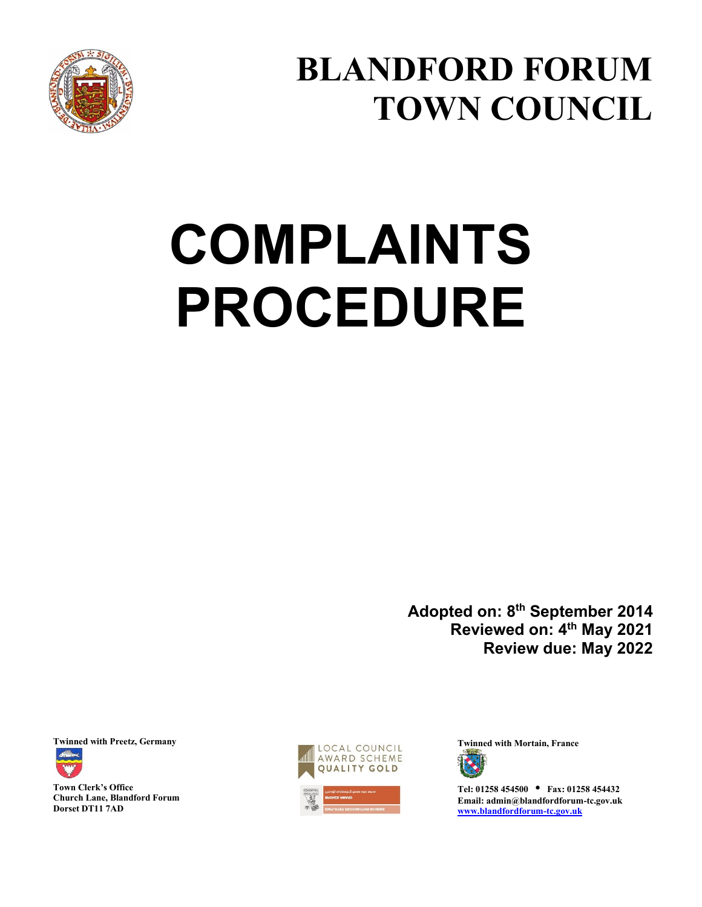# BLANDFORD FORUM TOWN COUNCIL

# COMPLAINTS PROCEDURE

**Adopted on: 8th September 2014**
**Reviewed on: 4th May 2021**
**Review due: May 2022**

**Twinned with Preetz, Germany**

**Town Clerk's Office**
**Church Lane, Blandford Forum**
**Dorset DT11 7AD**

LOCAL COUNCIL AWARD SCHEME QUALITY GOLD

**Twinned with Mortain, France**

**Tel: 01258 454500 • Fax: 01258 454432**
**Email: admin@blandfordforum-tc.gov.uk**
**www.blandfordforum-tc.gov.uk**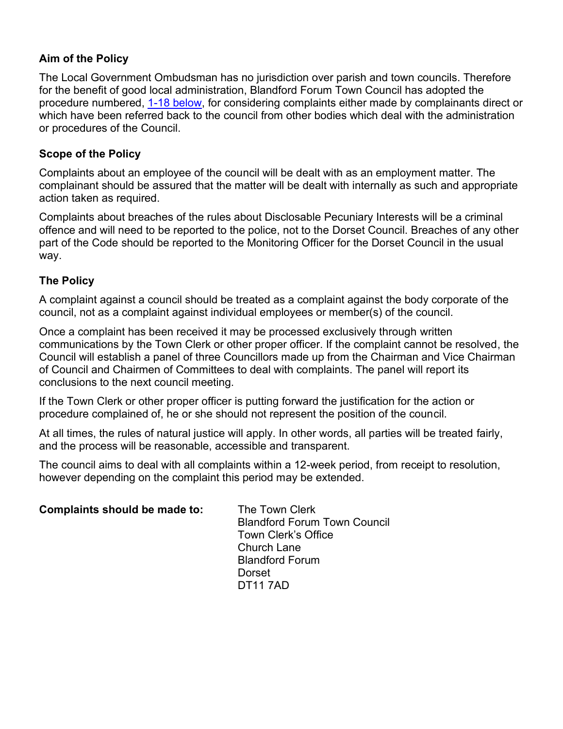### Aim of the Policy

The Local Government Ombudsman has no jurisdiction over parish and town councils. Therefore for the benefit of good local administration, Blandford Forum Town Council has adopted the procedure numbered, 1-18 below, for considering complaints either made by complainants direct or which have been referred back to the council from other bodies which deal with the administration or procedures of the Council.

### Scope of the Policy

Complaints about an employee of the council will be dealt with as an employment matter. The complainant should be assured that the matter will be dealt with internally as such and appropriate action taken as required.

Complaints about breaches of the rules about Disclosable Pecuniary Interests will be a criminal offence and will need to be reported to the police, not to the Dorset Council. Breaches of any other part of the Code should be reported to the Monitoring Officer for the Dorset Council in the usual way.

### The Policy

A complaint against a council should be treated as a complaint against the body corporate of the council, not as a complaint against individual employees or member(s) of the council.

Once a complaint has been received it may be processed exclusively through written communications by the Town Clerk or other proper officer. If the complaint cannot be resolved, the Council will establish a panel of three Councillors made up from the Chairman and Vice Chairman of Council and Chairmen of Committees to deal with complaints. The panel will report its conclusions to the next council meeting.

If the Town Clerk or other proper officer is putting forward the justification for the action or procedure complained of, he or she should not represent the position of the council.

At all times, the rules of natural justice will apply. In other words, all parties will be treated fairly, and the process will be reasonable, accessible and transparent.

The council aims to deal with all complaints within a 12-week period, from receipt to resolution, however depending on the complaint this period may be extended.

**Complaints should be made to:**

The Town Clerk
Blandford Forum Town Council
Town Clerk's Office
Church Lane
Blandford Forum
Dorset
DT11 7AD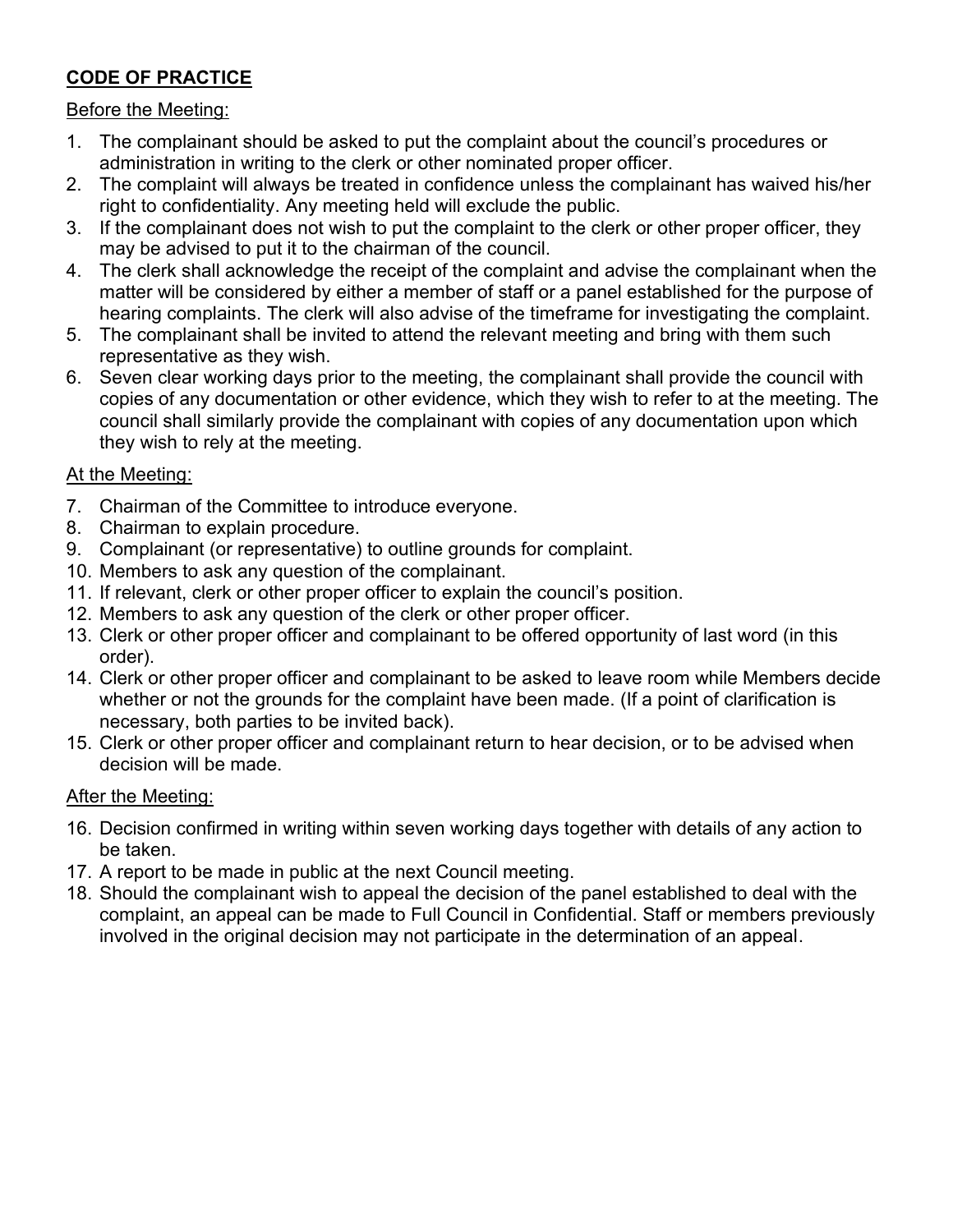## **CODE OF PRACTICE**

Before the Meeting:

1. The complainant should be asked to put the complaint about the council's procedures or administration in writing to the clerk or other nominated proper officer.
2. The complaint will always be treated in confidence unless the complainant has waived his/her right to confidentiality. Any meeting held will exclude the public.
3. If the complainant does not wish to put the complaint to the clerk or other proper officer, they may be advised to put it to the chairman of the council.
4. The clerk shall acknowledge the receipt of the complaint and advise the complainant when the matter will be considered by either a member of staff or a panel established for the purpose of hearing complaints. The clerk will also advise of the timeframe for investigating the complaint.
5. The complainant shall be invited to attend the relevant meeting and bring with them such representative as they wish.
6. Seven clear working days prior to the meeting, the complainant shall provide the council with copies of any documentation or other evidence, which they wish to refer to at the meeting. The council shall similarly provide the complainant with copies of any documentation upon which they wish to rely at the meeting.

At the Meeting:

7. Chairman of the Committee to introduce everyone.
8. Chairman to explain procedure.
9. Complainant (or representative) to outline grounds for complaint.
10. Members to ask any question of the complainant.
11. If relevant, clerk or other proper officer to explain the council's position.
12. Members to ask any question of the clerk or other proper officer.
13. Clerk or other proper officer and complainant to be offered opportunity of last word (in this order).
14. Clerk or other proper officer and complainant to be asked to leave room while Members decide whether or not the grounds for the complaint have been made. (If a point of clarification is necessary, both parties to be invited back).
15. Clerk or other proper officer and complainant return to hear decision, or to be advised when decision will be made.

After the Meeting:

16. Decision confirmed in writing within seven working days together with details of any action to be taken.
17. A report to be made in public at the next Council meeting.
18. Should the complainant wish to appeal the decision of the panel established to deal with the complaint, an appeal can be made to Full Council in Confidential. Staff or members previously involved in the original decision may not participate in the determination of an appeal.